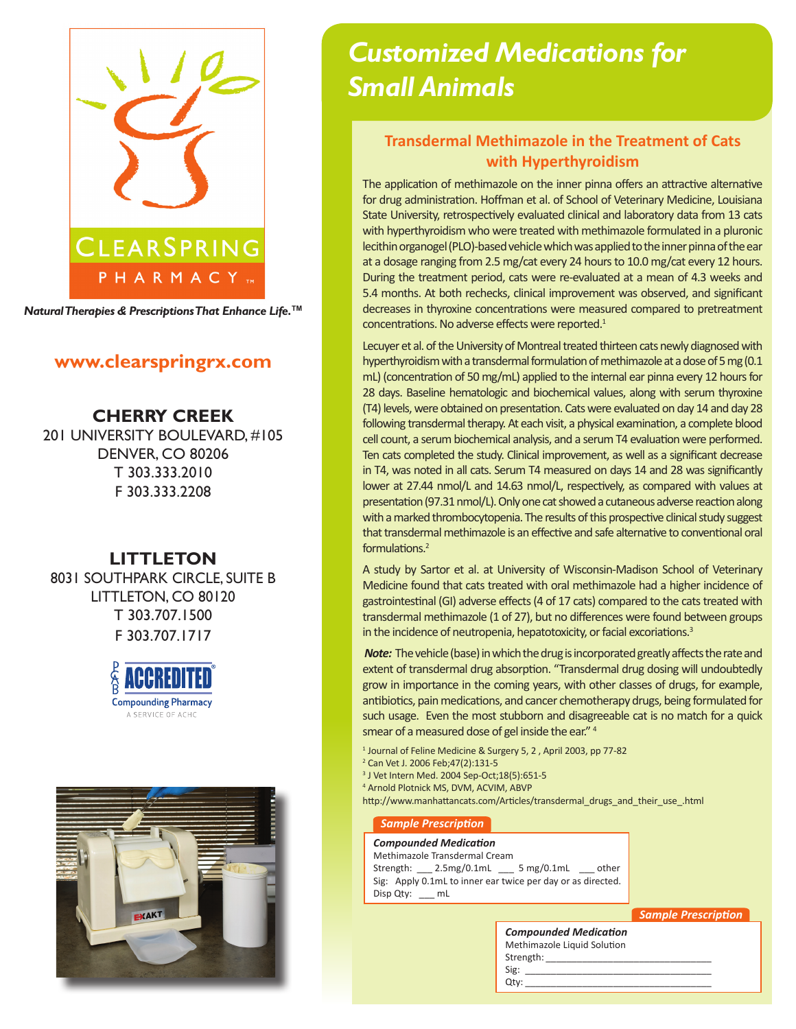CLEARSPRING PHARMACY™

*Natural Therapies & Prescriptions That Enhance Life.*™

**www.clearspringrx.com**

**CHERRY CREEK**
201 UNIVERSITY BOULEVARD, #105
DENVER, CO 80206
T 303.333.2010
F 303.333.2208

**LITTLETON**
8031 SOUTHPARK CIRCLE, SUITE B
LITTLETON, CO 80120
T 303.707.1500
F 303.707.1717

PCAB ACCREDITED® Compounding Pharmacy
A SERVICE OF ACHC

# *Customized Medications for Small Animals*

## Transdermal Methimazole in the Treatment of Cats with Hyperthyroidism

The application of methimazole on the inner pinna offers an attractive alternative for drug administration. Hoffman et al. of School of Veterinary Medicine, Louisiana State University, retrospectively evaluated clinical and laboratory data from 13 cats with hyperthyroidism who were treated with methimazole formulated in a pluronic lecithin organogel (PLO)-based vehicle which was applied to the inner pinna of the ear at a dosage ranging from 2.5 mg/cat every 24 hours to 10.0 mg/cat every 12 hours. During the treatment period, cats were re-evaluated at a mean of 4.3 weeks and 5.4 months. At both rechecks, clinical improvement was observed, and significant decreases in thyroxine concentrations were measured compared to pretreatment concentrations. No adverse effects were reported.[1]

Lecuyer et al. of the University of Montreal treated thirteen cats newly diagnosed with hyperthyroidism with a transdermal formulation of methimazole at a dose of 5 mg (0.1 mL) (concentration of 50 mg/mL) applied to the internal ear pinna every 12 hours for 28 days. Baseline hematologic and biochemical values, along with serum thyroxine (T4) levels, were obtained on presentation. Cats were evaluated on day 14 and day 28 following transdermal therapy. At each visit, a physical examination, a complete blood cell count, a serum biochemical analysis, and a serum T4 evaluation were performed. Ten cats completed the study. Clinical improvement, as well as a significant decrease in T4, was noted in all cats. Serum T4 measured on days 14 and 28 was significantly lower at 27.44 nmol/L and 14.63 nmol/L, respectively, as compared with values at presentation (97.31 nmol/L). Only one cat showed a cutaneous adverse reaction along with a marked thrombocytopenia. The results of this prospective clinical study suggest that transdermal methimazole is an effective and safe alternative to conventional oral formulations.[2]

A study by Sartor et al. at University of Wisconsin-Madison School of Veterinary Medicine found that cats treated with oral methimazole had a higher incidence of gastrointestinal (GI) adverse effects (4 of 17 cats) compared to the cats treated with transdermal methimazole (1 of 27), but no differences were found between groups in the incidence of neutropenia, hepatotoxicity, or facial excoriations.[3]

***Note:*** The vehicle (base) in which the drug is incorporated greatly affects the rate and extent of transdermal drug absorption. "Transdermal drug dosing will undoubtedly grow in importance in the coming years, with other classes of drugs, for example, antibiotics, pain medications, and cancer chemotherapy drugs, being formulated for such usage. Even the most stubborn and disagreeable cat is no match for a quick smear of a measured dose of gel inside the ear." [4]

[1] Journal of Feline Medicine & Surgery 5, 2 , April 2003, pp 77-82
[2] Can Vet J. 2006 Feb;47(2):131-5
[3] J Vet Intern Med. 2004 Sep-Oct;18(5):651-5
[4] Arnold Plotnick MS, DVM, ACVIM, ABVP
http://www.manhattancats.com/Articles/transdermal_drugs_and_their_use_.html

*Sample Prescription*

***Compounded Medication***
Methimazole Transdermal Cream
Strength: ___ 2.5mg/0.1mL ___ 5 mg/0.1mL ___ other
Sig: Apply 0.1mL to inner ear twice per day or as directed.
Disp Qty: ___ mL

*Sample Prescription*

***Compounded Medication***
Methimazole Liquid Solution
Strength: ______________________________
Sig: ______________________________
Qty: ______________________________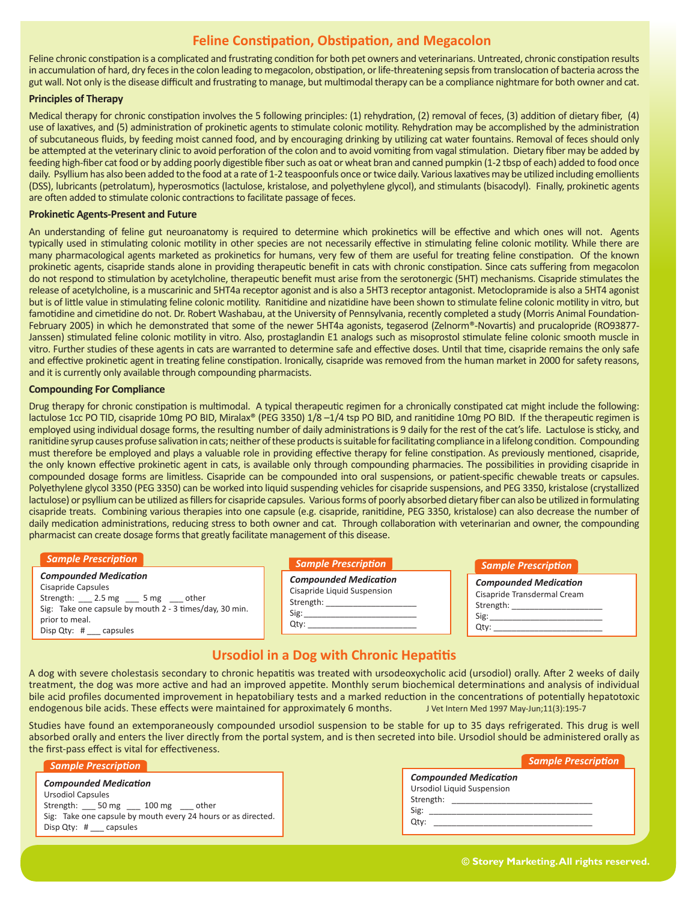# Feline Constipation, Obstipation, and Megacolon

Feline chronic constipation is a complicated and frustrating condition for both pet owners and veterinarians. Untreated, chronic constipation results in accumulation of hard, dry feces in the colon leading to megacolon, obstipation, or life-threatening sepsis from translocation of bacteria across the gut wall. Not only is the disease difficult and frustrating to manage, but multimodal therapy can be a compliance nightmare for both owner and cat.

**Principles of Therapy**

Medical therapy for chronic constipation involves the 5 following principles: (1) rehydration, (2) removal of feces, (3) addition of dietary fiber, (4) use of laxatives, and (5) administration of prokinetic agents to stimulate colonic motility. Rehydration may be accomplished by the administration of subcutaneous fluids, by feeding moist canned food, and by encouraging drinking by utilizing cat water fountains. Removal of feces should only be attempted at the veterinary clinic to avoid perforation of the colon and to avoid vomiting from vagal stimulation. Dietary fiber may be added by feeding high-fiber cat food or by adding poorly digestible fiber such as oat or wheat bran and canned pumpkin (1-2 tbsp of each) added to food once daily. Psyllium has also been added to the food at a rate of 1-2 teaspoonfuls once or twice daily. Various laxatives may be utilized including emollients (DSS), lubricants (petrolatum), hyperosmotics (lactulose, kristalose, and polyethylene glycol), and stimulants (bisacodyl). Finally, prokinetic agents are often added to stimulate colonic contractions to facilitate passage of feces.

**Prokinetic Agents-Present and Future**

An understanding of feline gut neuroanatomy is required to determine which prokinetics will be effective and which ones will not. Agents typically used in stimulating colonic motility in other species are not necessarily effective in stimulating feline colonic motility. While there are many pharmacological agents marketed as prokinetics for humans, very few of them are useful for treating feline constipation. Of the known prokinetic agents, cisapride stands alone in providing therapeutic benefit in cats with chronic constipation. Since cats suffering from megacolon do not respond to stimulation by acetylcholine, therapeutic benefit must arise from the serotonergic (5HT) mechanisms. Cisapride stimulates the release of acetylcholine, is a muscarinic and 5HT4a receptor agonist and is also a 5HT3 receptor antagonist. Metoclopramide is also a 5HT4 agonist but is of little value in stimulating feline colonic motility. Ranitidine and nizatidine have been shown to stimulate feline colonic motility in vitro, but famotidine and cimetidine do not. Dr. Robert Washabau, at the University of Pennsylvania, recently completed a study (Morris Animal Foundation-February 2005) in which he demonstrated that some of the newer 5HT4a agonists, tegaserod (Zelnorm®-Novartis) and prucalopride (RO93877-Janssen) stimulated feline colonic motility in vitro. Also, prostaglandin E1 analogs such as misoprostol stimulate feline colonic smooth muscle in vitro. Further studies of these agents in cats are warranted to determine safe and effective doses. Until that time, cisapride remains the only safe and effective prokinetic agent in treating feline constipation. Ironically, cisapride was removed from the human market in 2000 for safety reasons, and it is currently only available through compounding pharmacists.

**Compounding For Compliance**

Drug therapy for chronic constipation is multimodal. A typical therapeutic regimen for a chronically constipated cat might include the following: lactulose 1cc PO TID, cisapride 10mg PO BID, Miralax® (PEG 3350) 1/8 –1/4 tsp PO BID, and ranitidine 10mg PO BID. If the therapeutic regimen is employed using individual dosage forms, the resulting number of daily administrations is 9 daily for the rest of the cat's life. Lactulose is sticky, and ranitidine syrup causes profuse salivation in cats; neither of these products is suitable for facilitating compliance in a lifelong condition. Compounding must therefore be employed and plays a valuable role in providing effective therapy for feline constipation. As previously mentioned, cisapride, the only known effective prokinetic agent in cats, is available only through compounding pharmacies. The possibilities in providing cisapride in compounded dosage forms are limitless. Cisapride can be compounded into oral suspensions, or patient-specific chewable treats or capsules. Polyethylene glycol 3350 (PEG 3350) can be worked into liquid suspending vehicles for cisapride suspensions, and PEG 3350, kristalose (crystallized lactulose) or psyllium can be utilized as fillers for cisapride capsules. Various forms of poorly absorbed dietary fiber can also be utilized in formulating cisapride treats. Combining various therapies into one capsule (e.g. cisapride, ranitidine, PEG 3350, kristalose) can also decrease the number of daily medication administrations, reducing stress to both owner and cat. Through collaboration with veterinarian and owner, the compounding pharmacist can create dosage forms that greatly facilitate management of this disease.

**Sample Prescription**

*Compounded Medication*
Cisapride Capsules
Strength: ___ 2.5 mg ___ 5 mg ___ other
Sig: Take one capsule by mouth 2 - 3 times/day, 30 min. prior to meal.
Disp Qty: # ___ capsules

**Sample Prescription**

*Compounded Medication*
Cisapride Liquid Suspension
Strength: ____________________
Sig: ____________________
Qty: ____________________

**Sample Prescription**

*Compounded Medication*
Cisapride Transdermal Cream
Strength: ____________________
Sig: ____________________
Qty: ____________________

# Ursodiol in a Dog with Chronic Hepatitis

A dog with severe cholestasis secondary to chronic hepatitis was treated with ursodeoxycholic acid (ursodiol) orally. After 2 weeks of daily treatment, the dog was more active and had an improved appetite. Monthly serum biochemical determinations and analysis of individual bile acid profiles documented improvement in hepatobiliary tests and a marked reduction in the concentrations of potentially hepatotoxic endogenous bile acids. These effects were maintained for approximately 6 months. J Vet Intern Med 1997 May-Jun;11(3):195-7

Studies have found an extemporaneously compounded ursodiol suspension to be stable for up to 35 days refrigerated. This drug is well absorbed orally and enters the liver directly from the portal system, and is then secreted into bile. Ursodiol should be administered orally as the first-pass effect is vital for effectiveness.

**Sample Prescription**

*Compounded Medication*
Ursodiol Capsules
Strength: ___ 50 mg ___ 100 mg ___ other
Sig: Take one capsule by mouth every 24 hours or as directed.
Disp Qty: # ___ capsules

**Sample Prescription**

*Compounded Medication*
Ursodiol Liquid Suspension
Strength: ____________________
Sig: ____________________
Qty: ____________________

© Storey Marketing. All rights reserved.